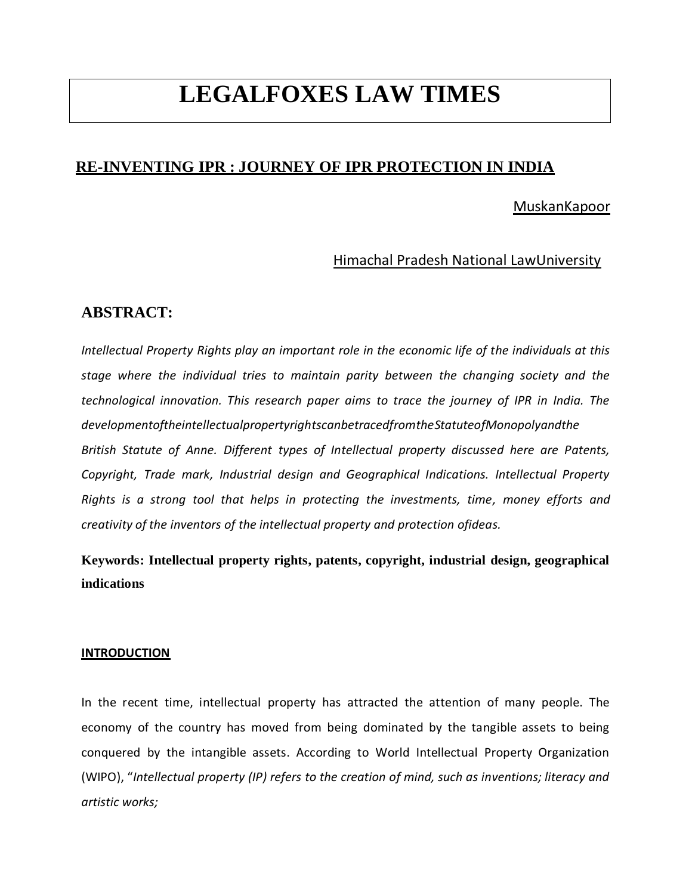# LEGALFOXES LAW TIMES

## RE-INVENTING IPR : JOURNEY OF IPR PROTECTION IN INDIA

MuskanKapoor

Himachal Pradesh National LawUniversity

### ABSTRACT:

*Intellectual Property Rights play an important role in the economic life of the individuals at this stage where the individual tries to maintain parity between the changing society and the technological innovation. This research paper aims to trace the journey of IPR in India. The developmentoftheintellectualpropertyrightscanbetracedfromtheStatuteofMonopolyandthe British Statute of Anne. Different types of Intellectual property discussed here are Patents, Copyright, Trade mark, Industrial design and Geographical Indications. Intellectual Property Rights is a strong tool that helps in protecting the investments, time, money efforts and creativity of the inventors of the intellectual property and protection ofideas.*

**Keywords: Intellectual property rights, patents, copyright, industrial design, geographical indications**

#### INTRODUCTION

In the recent time, intellectual property has attracted the attention of many people. The economy of the country has moved from being dominated by the tangible assets to being conquered by the intangible assets. According to World Intellectual Property Organization (WIPO), "*Intellectual property (IP) refers to the creation of mind, such as inventions; literacy and artistic works;*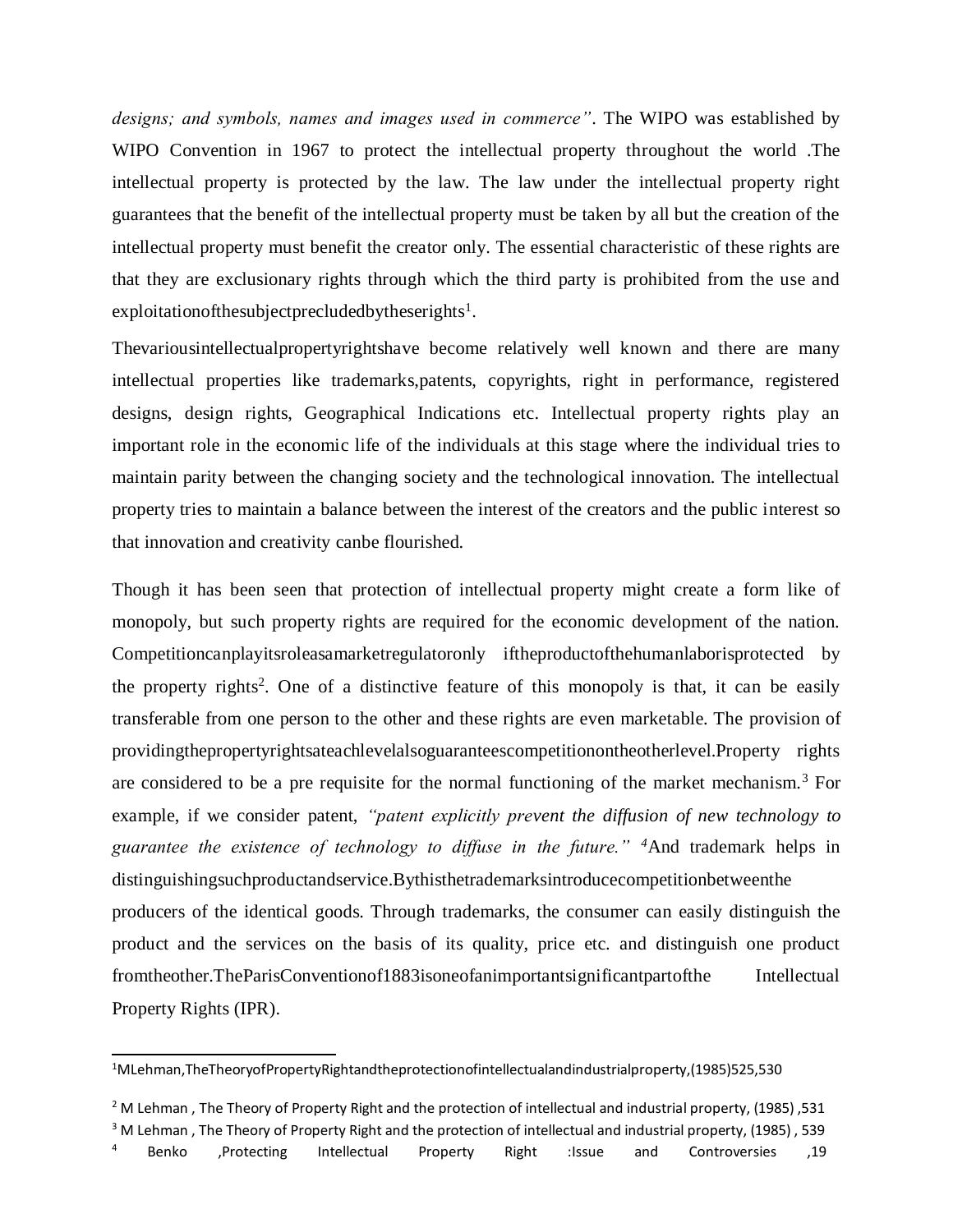*designs; and symbols, names and images used in commerce"*. The WIPO was established by WIPO Convention in 1967 to protect the intellectual property throughout the world .The intellectual property is protected by the law. The law under the intellectual property right guarantees that the benefit of the intellectual property must be taken by all but the creation of the intellectual property must benefit the creator only. The essential characteristic of these rights are that they are exclusionary rights through which the third party is prohibited from the use and exploitationofthesubjectprecludedbytheserights[1].

Thevariousintellectualpropertyrightshave become relatively well known and there are many intellectual properties like trademarks,patents, copyrights, right in performance, registered designs, design rights, Geographical Indications etc. Intellectual property rights play an important role in the economic life of the individuals at this stage where the individual tries to maintain parity between the changing society and the technological innovation. The intellectual property tries to maintain a balance between the interest of the creators and the public interest so that innovation and creativity canbe flourished.

Though it has been seen that protection of intellectual property might create a form like of monopoly, but such property rights are required for the economic development of the nation. Competitioncanplayitsroleasamarketregulatoronly iftheproductofthehumanlaborisprotected by the property rights[2]. One of a distinctive feature of this monopoly is that, it can be easily transferable from one person to the other and these rights are even marketable. The provision of providingthepropertyrightsateachlevelalsoguaranteescompetitionontheotherlevel.Property rights are considered to be a pre requisite for the normal functioning of the market mechanism.[3] For example, if we consider patent, *"patent explicitly prevent the diffusion of new technology to guarantee the existence of technology to diffuse in the future."* [4]And trademark helps in distinguishingsuchproductandservice.Bythisthetrademarksintroducecompetitionbetweenthe producers of the identical goods. Through trademarks, the consumer can easily distinguish the product and the services on the basis of its quality, price etc. and distinguish one product fromtheother.TheParisConventionof1883isoneofanimportantsignificantpartofthe Intellectual Property Rights (IPR).

---

[1]MLehman,TheTheoryofPropertyRightandtheprotectionofintellectualandindustrialproperty,(1985)525,530

[2] M Lehman , The Theory of Property Right and the protection of intellectual and industrial property, (1985) ,531

[3] M Lehman , The Theory of Property Right and the protection of intellectual and industrial property, (1985) , 539

[4] Benko ,Protecting Intellectual Property Right :Issue and Controversies ,19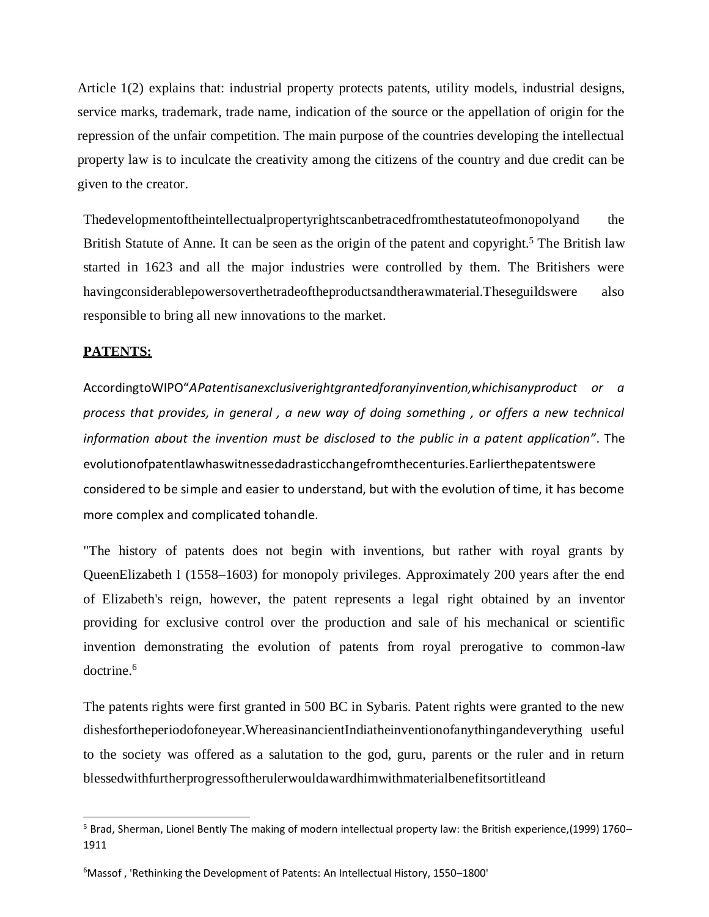Article 1(2) explains that: industrial property protects patents, utility models, industrial designs, service marks, trademark, trade name, indication of the source or the appellation of origin for the repression of the unfair competition. The main purpose of the countries developing the intellectual property law is to inculcate the creativity among the citizens of the country and due credit can be given to the creator.

Thedevelopmentoftheintellectualpropertyrightscanbetracedfromthestatuteofmonopolyand the British Statute of Anne. It can be seen as the origin of the patent and copyright.[5] The British law started in 1623 and all the major industries were controlled by them. The Britishers were havingconsiderablepowersoverthetradeoftheproductsandtherawmaterial.Theseguildswere also responsible to bring all new innovations to the market.

**PATENTS:**

AccordingtoWIPO"*APatentisanexclusiverightgrantedforanyinvention,whichisanyproduct or a process that provides, in general , a new way of doing something , or offers a new technical information about the invention must be disclosed to the public in a patent application"*. The evolutionofpatentlawhaswitnessedadrasticchangefromthecenturies.Earlierthepatentswere considered to be simple and easier to understand, but with the evolution of time, it has become more complex and complicated tohandle.

"The history of patents does not begin with inventions, but rather with royal grants by QueenElizabeth I (1558–1603) for monopoly privileges. Approximately 200 years after the end of Elizabeth's reign, however, the patent represents a legal right obtained by an inventor providing for exclusive control over the production and sale of his mechanical or scientific invention demonstrating the evolution of patents from royal prerogative to common-law doctrine.[6]

The patents rights were first granted in 500 BC in Sybaris. Patent rights were granted to the new dishesfortheperiodofoneyear.WhereasinancientIndiatheinventionofanythingandeverything useful to the society was offered as a salutation to the god, guru, parents or the ruler and in return blessedwithfurtherprogressoftherulerwouldawardhimwithmaterialbenefitsortitleand

---

[5] Brad, Sherman, Lionel Bently The making of modern intellectual property law: the British experience,(1999) 1760–1911

[6] Massof , 'Rethinking the Development of Patents: An Intellectual History, 1550–1800'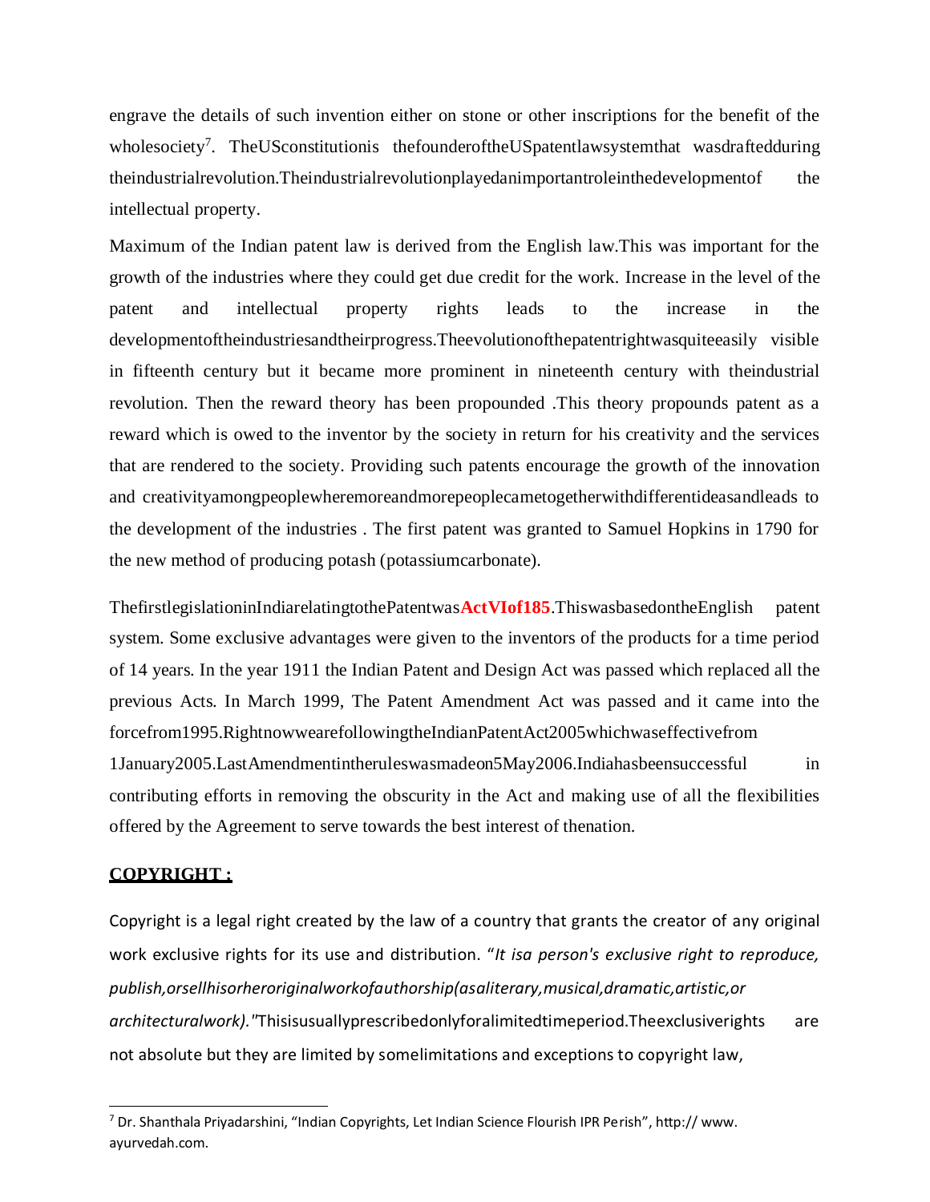engrave the details of such invention either on stone or other inscriptions for the benefit of the wholesociety[7]. TheUSconstitutionis thefounderoftheUSpatentlawsystemthat wasdraftedduring theindustrialrevolution.Theindustrialrevolutionplayedanimportantroleinthedevelopmentof the intellectual property.

Maximum of the Indian patent law is derived from the English law.This was important for the growth of the industries where they could get due credit for the work. Increase in the level of the patent and intellectual property rights leads to the increase in the developmentoftheindustriesandtheirprogress.Theevolutionofthepatentrightwasquiteeasily visible in fifteenth century but it became more prominent in nineteenth century with theindustrial revolution. Then the reward theory has been propounded .This theory propounds patent as a reward which is owed to the inventor by the society in return for his creativity and the services that are rendered to the society. Providing such patents encourage the growth of the innovation and creativityamongpeoplewheremoreandmorepeoplecametogetherwithdifferentideasandleads to the development of the industries . The first patent was granted to Samuel Hopkins in 1790 for the new method of producing potash (potassiumcarbonate).

ThefirstlegislationinIndiarelatingtothePatentwas**ActVIof185**.ThiswasbasedontheEnglish patent system. Some exclusive advantages were given to the inventors of the products for a time period of 14 years. In the year 1911 the Indian Patent and Design Act was passed which replaced all the previous Acts. In March 1999, The Patent Amendment Act was passed and it came into the forcefrom1995.RightnowwearefollowingtheIndianPatentAct2005whichwaseffectivefrom 1January2005.LastAmendmentintheruleswasmadeon5May2006.Indiahasbeensuccessful in contributing efforts in removing the obscurity in the Act and making use of all the flexibilities offered by the Agreement to serve towards the best interest of thenation.

## COPYRIGHT :

Copyright is a legal right created by the law of a country that grants the creator of any original work exclusive rights for its use and distribution. "*It isa person's exclusive right to reproduce, publish,orsellhisorheroriginalworkofauthorship(asaliterary,musical,dramatic,artistic,or architecturalwork).*"Thisisusuallyprescribedonlyforalimitedtimeperiod.Theexclusiverights are not absolute but they are limited by somelimitations and exceptions to copyright law,

---

[7] Dr. Shanthala Priyadarshini, "Indian Copyrights, Let Indian Science Flourish IPR Perish", http:// www. ayurvedah.com.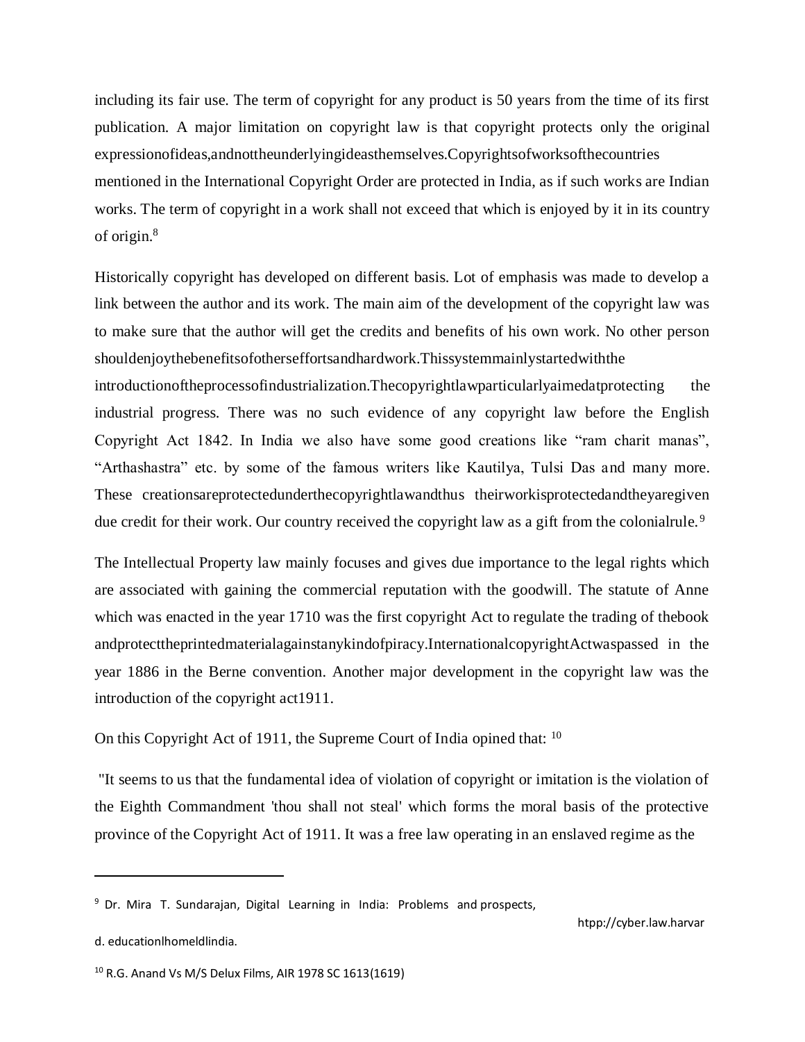including its fair use. The term of copyright for any product is 50 years from the time of its first publication. A major limitation on copyright law is that copyright protects only the original expressionofideas,andnottheunderlyingideasthemselves.Copyrightsofworksofthecountries mentioned in the International Copyright Order are protected in India, as if such works are Indian works. The term of copyright in a work shall not exceed that which is enjoyed by it in its country of origin.[8]

Historically copyright has developed on different basis. Lot of emphasis was made to develop a link between the author and its work. The main aim of the development of the copyright law was to make sure that the author will get the credits and benefits of his own work. No other person shouldenjoythebenefitsofotherseffortsandhardwork.Thissystemmainlystartedwiththe introductionoftheprocessofindustrialization.Thecopyrightlawparticularlyaimedatprotecting the industrial progress. There was no such evidence of any copyright law before the English Copyright Act 1842. In India we also have some good creations like "ram charit manas", "Arthashastra" etc. by some of the famous writers like Kautilya, Tulsi Das and many more. These creationsareprotectedunderthecopyrightlawandthus theirworkisprotectedandtheyaregiven due credit for their work. Our country received the copyright law as a gift from the colonialrule.[9]

The Intellectual Property law mainly focuses and gives due importance to the legal rights which are associated with gaining the commercial reputation with the goodwill. The statute of Anne which was enacted in the year 1710 was the first copyright Act to regulate the trading of thebook andprotecttheprintedmaterialagainstanykindofpiracy.InternationalcopyrightActwaspassed in the year 1886 in the Berne convention. Another major development in the copyright law was the introduction of the copyright act1911.

On this Copyright Act of 1911, the Supreme Court of India opined that: [10]

"It seems to us that the fundamental idea of violation of copyright or imitation is the violation of the Eighth Commandment 'thou shall not steal' which forms the moral basis of the protective province of the Copyright Act of 1911. It was a free law operating in an enslaved regime as the

---

[9] Dr. Mira T. Sundarajan, Digital Learning in India: Problems and prospects, htpp://cyber.law.harvard. educationlhomeldlindia.

[10] R.G. Anand Vs M/S Delux Films, AIR 1978 SC 1613(1619)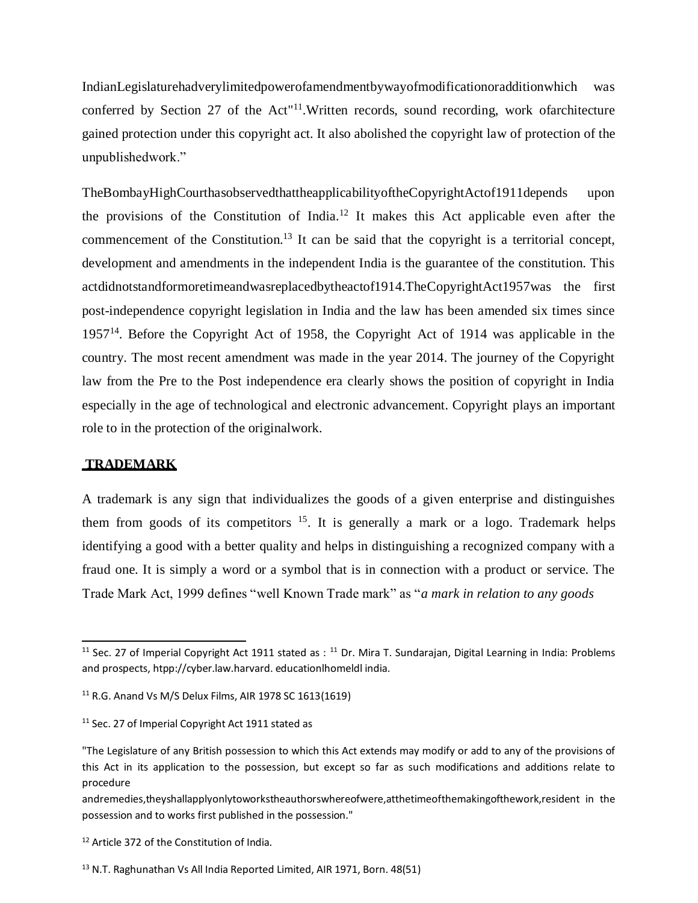IndianLegislaturehadverylimitedpowerofamendmentbywayofmodificationoradditionwhich was conferred by Section 27 of the Act"[11].Written records, sound recording, work ofarchitecture gained protection under this copyright act. It also abolished the copyright law of protection of the unpublishedwork."

TheBombayHighCourthasobservedthattheapplicabilityoftheCopyrightActof1911depends upon the provisions of the Constitution of India.[12] It makes this Act applicable even after the commencement of the Constitution.[13] It can be said that the copyright is a territorial concept, development and amendments in the independent India is the guarantee of the constitution. This actdidnotstandformoretimeandwasreplacedbytheactof1914.TheCopyrightAct1957was the first post-independence copyright legislation in India and the law has been amended six times since 1957[14]. Before the Copyright Act of 1958, the Copyright Act of 1914 was applicable in the country. The most recent amendment was made in the year 2014. The journey of the Copyright law from the Pre to the Post independence era clearly shows the position of copyright in India especially in the age of technological and electronic advancement. Copyright plays an important role to in the protection of the originalwork.

## **TRADEMARK**

A trademark is any sign that individualizes the goods of a given enterprise and distinguishes them from goods of its competitors [15]. It is generally a mark or a logo. Trademark helps identifying a good with a better quality and helps in distinguishing a recognized company with a fraud one. It is simply a word or a symbol that is in connection with a product or service. The Trade Mark Act, 1999 defines "well Known Trade mark" as "*a mark in relation to any goods*

---

[11] Sec. 27 of Imperial Copyright Act 1911 stated as : [11] Dr. Mira T. Sundarajan, Digital Learning in India: Problems and prospects, htpp://cyber.law.harvard. educationlhomeldl india.

[11] R.G. Anand Vs M/S Delux Films, AIR 1978 SC 1613(1619)

[11] Sec. 27 of Imperial Copyright Act 1911 stated as

"The Legislature of any British possession to which this Act extends may modify or add to any of the provisions of this Act in its application to the possession, but except so far as such modifications and additions relate to procedure andremedies,theyshallapplyonlytoworkstheauthorswhereofwere,atthetimeofthemakingofthework,resident in the possession and to works first published in the possession."

[12] Article 372 of the Constitution of India.

[13] N.T. Raghunathan Vs All India Reported Limited, AIR 1971, Born. 48(51)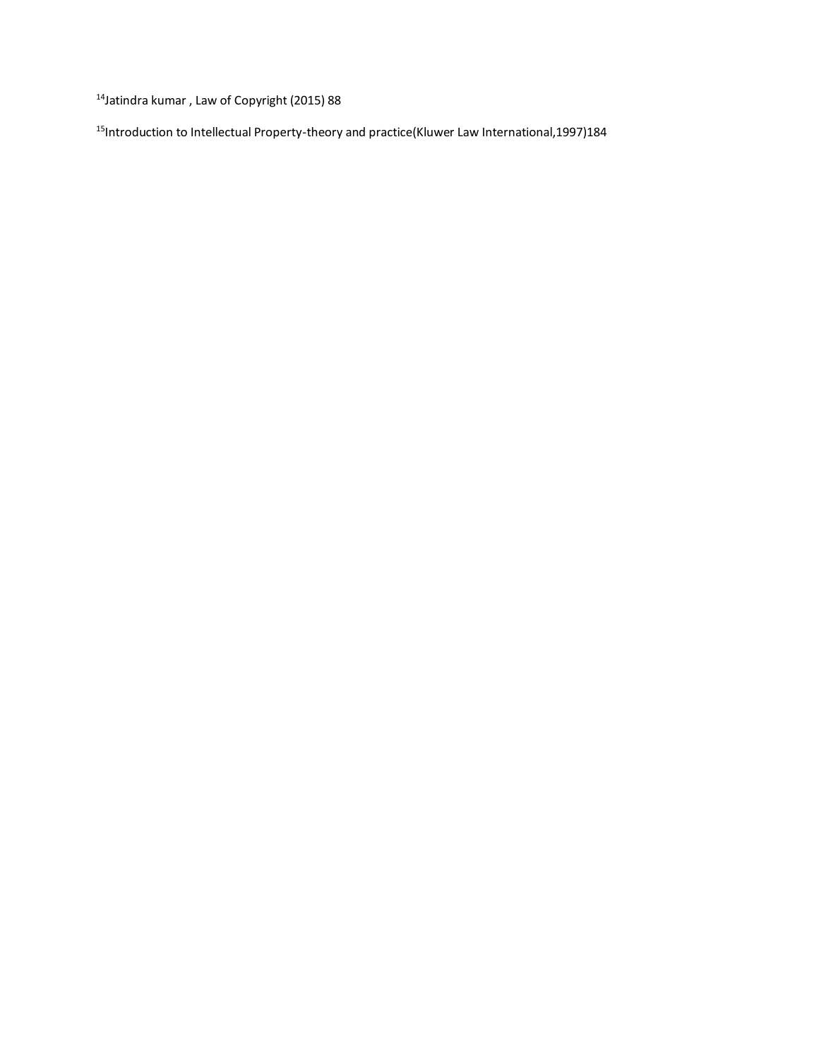[14]Jatindra kumar , Law of Copyright (2015) 88

[15]Introduction to Intellectual Property-theory and practice(Kluwer Law International,1997)184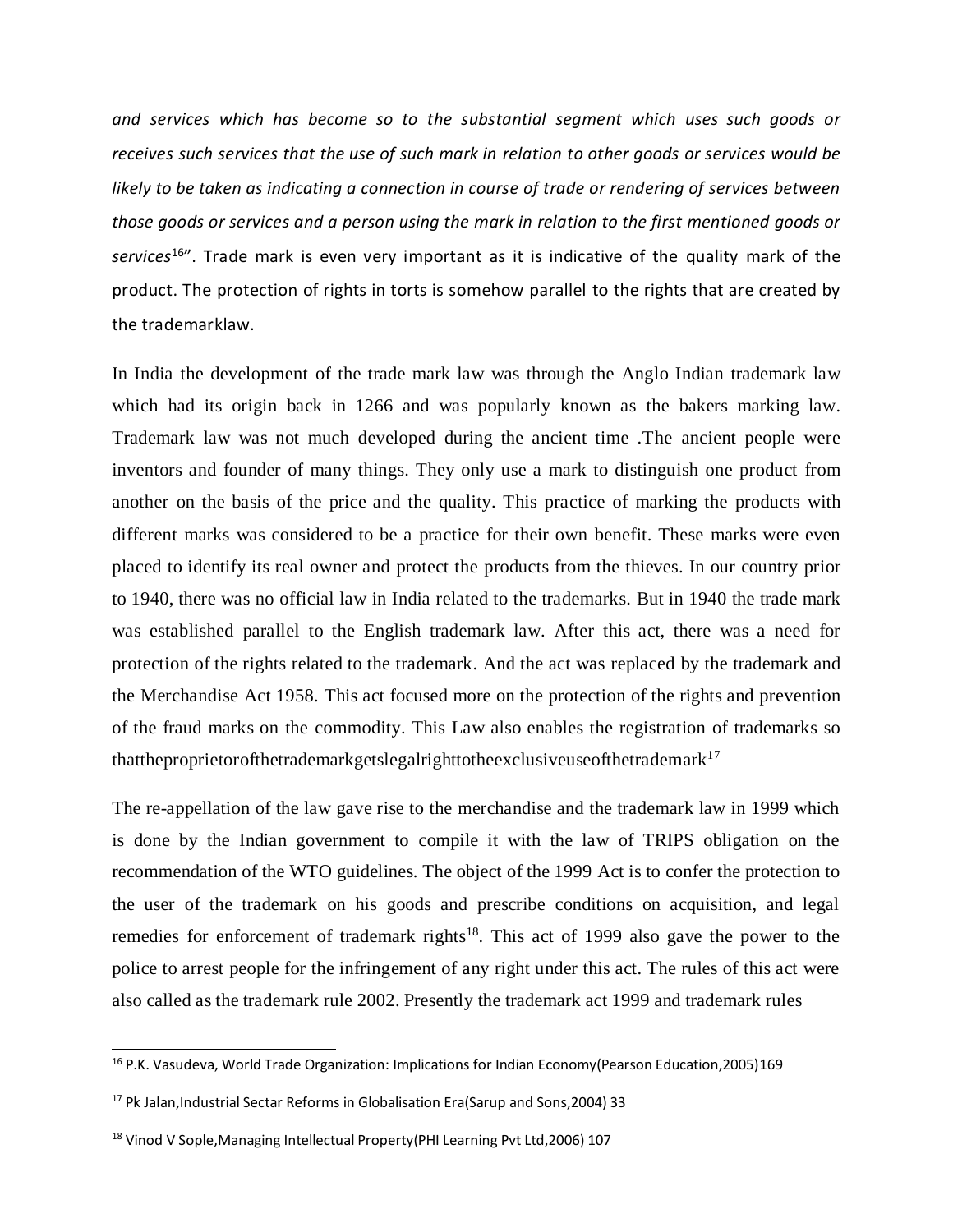*and services which has become so to the substantial segment which uses such goods or receives such services that the use of such mark in relation to other goods or services would be likely to be taken as indicating a connection in course of trade or rendering of services between those goods or services and a person using the mark in relation to the first mentioned goods or services*[16]". Trade mark is even very important as it is indicative of the quality mark of the product. The protection of rights in torts is somehow parallel to the rights that are created by the trademarklaw.

In India the development of the trade mark law was through the Anglo Indian trademark law which had its origin back in 1266 and was popularly known as the bakers marking law. Trademark law was not much developed during the ancient time .The ancient people were inventors and founder of many things. They only use a mark to distinguish one product from another on the basis of the price and the quality. This practice of marking the products with different marks was considered to be a practice for their own benefit. These marks were even placed to identify its real owner and protect the products from the thieves. In our country prior to 1940, there was no official law in India related to the trademarks. But in 1940 the trade mark was established parallel to the English trademark law. After this act, there was a need for protection of the rights related to the trademark. And the act was replaced by the trademark and the Merchandise Act 1958. This act focused more on the protection of the rights and prevention of the fraud marks on the commodity. This Law also enables the registration of trademarks so thattheproprietorofthetrademarkgetslegalrighttotheexclusiveuseofthetrademark[17]

The re-appellation of the law gave rise to the merchandise and the trademark law in 1999 which is done by the Indian government to compile it with the law of TRIPS obligation on the recommendation of the WTO guidelines. The object of the 1999 Act is to confer the protection to the user of the trademark on his goods and prescribe conditions on acquisition, and legal remedies for enforcement of trademark rights[18]. This act of 1999 also gave the power to the police to arrest people for the infringement of any right under this act. The rules of this act were also called as the trademark rule 2002. Presently the trademark act 1999 and trademark rules

---

[16] P.K. Vasudeva, World Trade Organization: Implications for Indian Economy(Pearson Education,2005)169

[17] Pk Jalan,Industrial Sectar Reforms in Globalisation Era(Sarup and Sons,2004) 33

[18] Vinod V Sople,Managing Intellectual Property(PHI Learning Pvt Ltd,2006) 107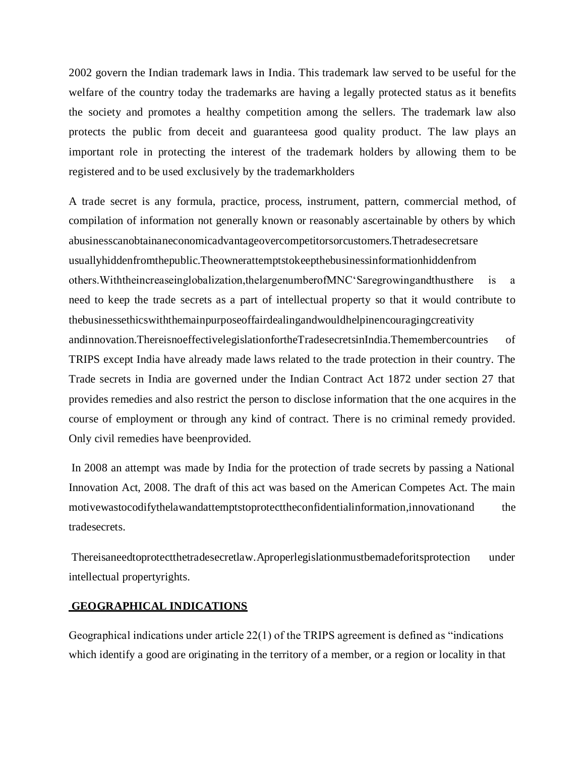2002 govern the Indian trademark laws in India. This trademark law served to be useful for the welfare of the country today the trademarks are having a legally protected status as it benefits the society and promotes a healthy competition among the sellers. The trademark law also protects the public from deceit and guaranteesa good quality product. The law plays an important role in protecting the interest of the trademark holders by allowing them to be registered and to be used exclusively by the trademarkholders

A trade secret is any formula, practice, process, instrument, pattern, commercial method, of compilation of information not generally known or reasonably ascertainable by others by which abusinesscanobtainaneconomicadvantageovercompetitorsorcustomers.Thetradesecretsare usuallyhiddenfromthepublic.Theownerattemptstokeepthebusinessinformationhiddenfrom others.Withtheincreaseinglobalization,thelargenumberofMNC'Saregrowingandthusthere is a need to keep the trade secrets as a part of intellectual property so that it would contribute to thebusinessethicswiththemainpurposeoffairdealingandwouldhelpinencouragingcreativity andinnovation.ThereisnoeffectivelegislationfortheTradesecretsinIndia.Themembercountries of TRIPS except India have already made laws related to the trade protection in their country. The Trade secrets in India are governed under the Indian Contract Act 1872 under section 27 that provides remedies and also restrict the person to disclose information that the one acquires in the course of employment or through any kind of contract. There is no criminal remedy provided. Only civil remedies have beenprovided.

In 2008 an attempt was made by India for the protection of trade secrets by passing a National Innovation Act, 2008. The draft of this act was based on the American Competes Act. The main motivewastocodifythelawandattemptstoprotecttheconfidentialinformation,innovationand the tradesecrets.

Thereisaneedtoprotectthetradesecretlaw.Aproperlegislationmustbemadeforitsprotection under intellectual propertyrights.

## GEOGRAPHICAL INDICATIONS

Geographical indications under article 22(1) of the TRIPS agreement is defined as "indications which identify a good are originating in the territory of a member, or a region or locality in that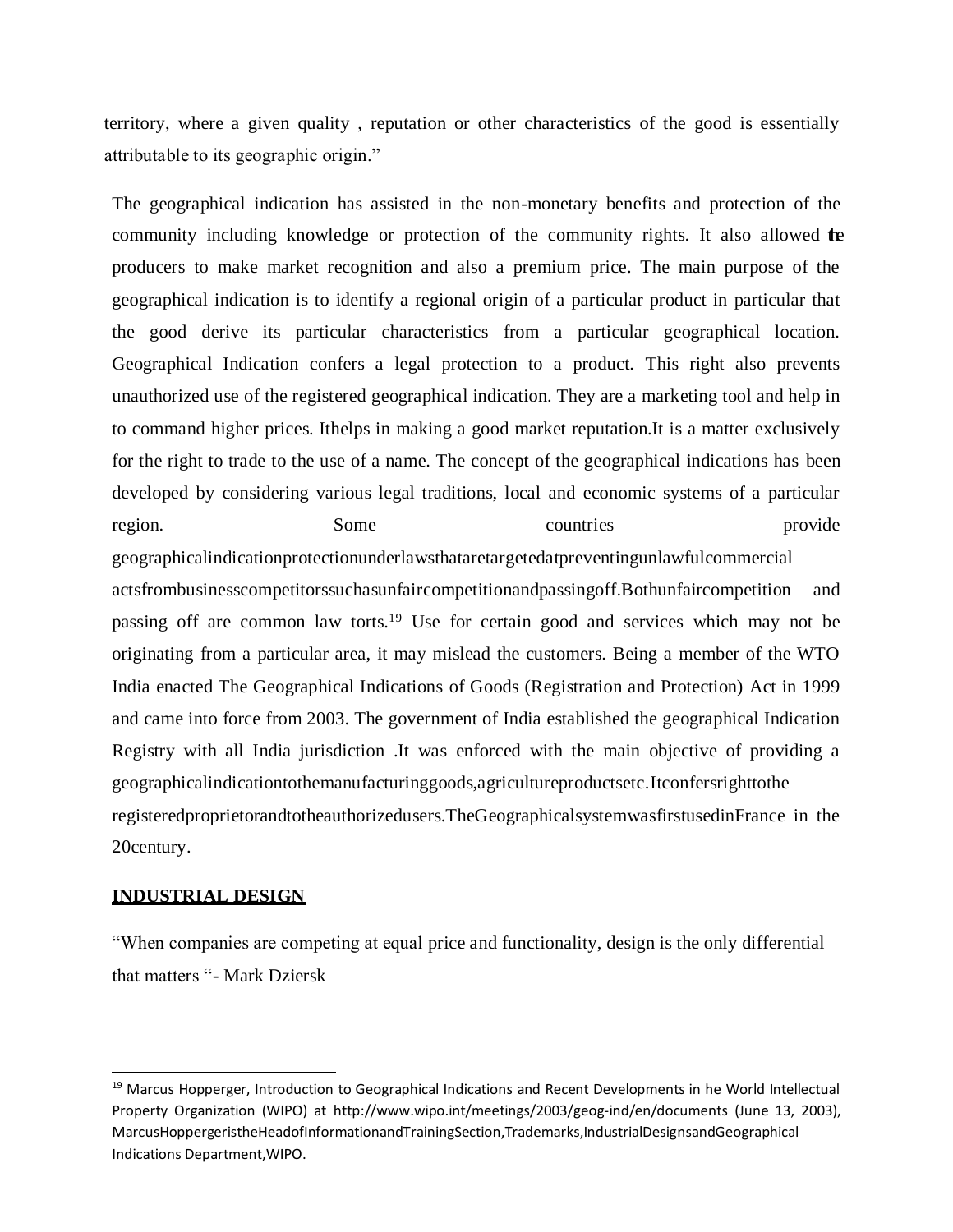territory, where a given quality , reputation or other characteristics of the good is essentially attributable to its geographic origin."

The geographical indication has assisted in the non-monetary benefits and protection of the community including knowledge or protection of the community rights. It also allowed the producers to make market recognition and also a premium price. The main purpose of the geographical indication is to identify a regional origin of a particular product in particular that the good derive its particular characteristics from a particular geographical location. Geographical Indication confers a legal protection to a product. This right also prevents unauthorized use of the registered geographical indication. They are a marketing tool and help in to command higher prices. Ithelps in making a good market reputation.It is a matter exclusively for the right to trade to the use of a name. The concept of the geographical indications has been developed by considering various legal traditions, local and economic systems of a particular region. Some countries provide geographicalindicationprotectionunderlawsthataretargetedatpreventingunlawfulcommercial actsfrombusinesscompetitorssuchasunfaircompetitionandpassingoff.Bothunfaircompetition and passing off are common law torts.[19] Use for certain good and services which may not be originating from a particular area, it may mislead the customers. Being a member of the WTO India enacted The Geographical Indications of Goods (Registration and Protection) Act in 1999 and came into force from 2003. The government of India established the geographical Indication Registry with all India jurisdiction .It was enforced with the main objective of providing a geographicalindicationtothemanufacturinggoods,agricultureproductsetc.Itconfersrighttothe registeredproprietorandtotheauthorizedusers.TheGeographicalsystemwasfirstusedinFrance in the 20century.

**INDUSTRIAL DESIGN**

"When companies are competing at equal price and functionality, design is the only differential that matters "- Mark Dziersk

---

[19] Marcus Hopperger, Introduction to Geographical Indications and Recent Developments in he World Intellectual Property Organization (WIPO) at http://www.wipo.int/meetings/2003/geog-ind/en/documents (June 13, 2003), MarcusHoppergeristheHeadofInformationandTrainingSection,Trademarks,IndustrialDesignsandGeographical Indications Department,WIPO.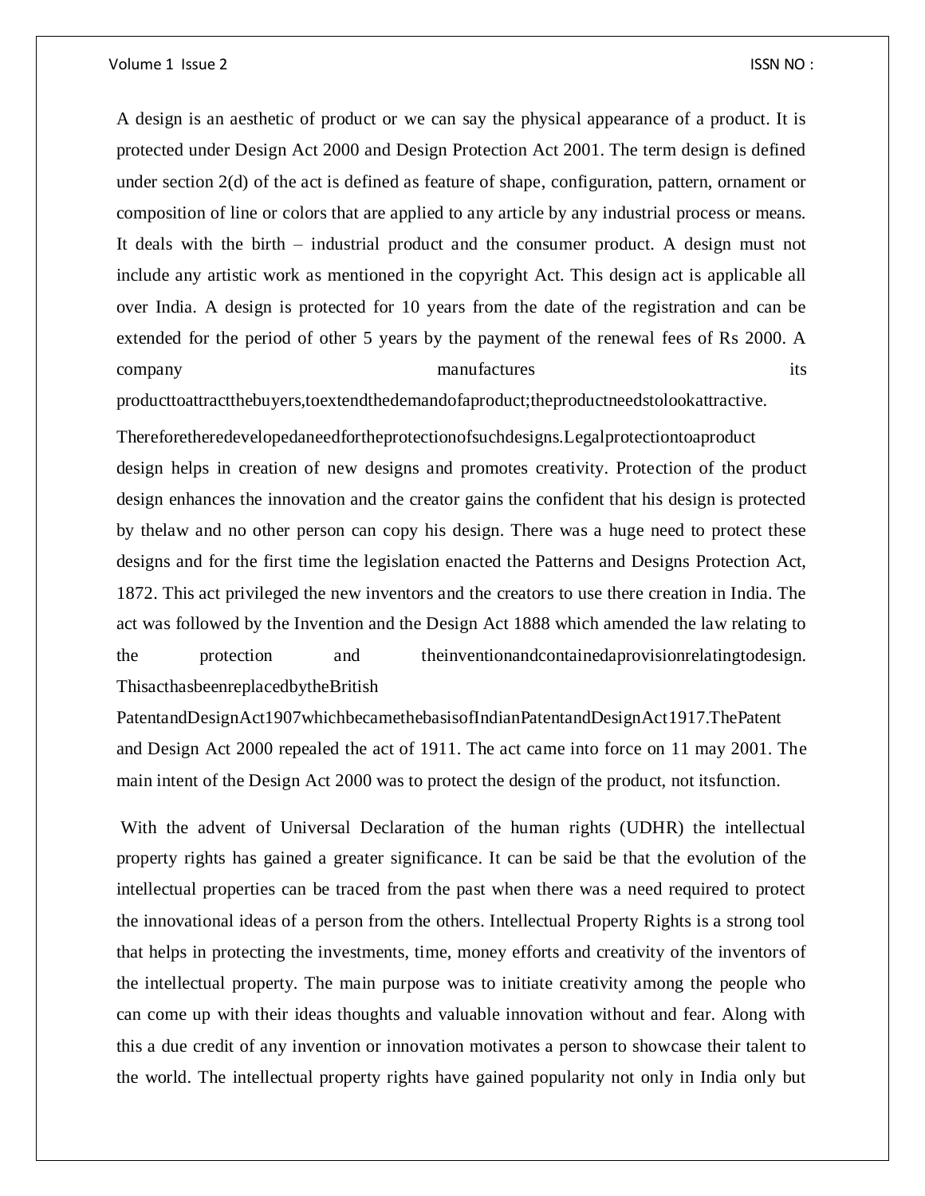A design is an aesthetic of product or we can say the physical appearance of a product. It is protected under Design Act 2000 and Design Protection Act 2001. The term design is defined under section 2(d) of the act is defined as feature of shape, configuration, pattern, ornament or composition of line or colors that are applied to any article by any industrial process or means. It deals with the birth – industrial product and the consumer product. A design must not include any artistic work as mentioned in the copyright Act. This design act is applicable all over India. A design is protected for 10 years from the date of the registration and can be extended for the period of other 5 years by the payment of the renewal fees of Rs 2000. A company manufactures its producttoattractthebuyers,toextendthedemandofaproduct;theproductneedstolookattractive.

Thereforetheredevelopedaneedfortheprotectionofsuchdesigns.Legalprotectiontoaproduct design helps in creation of new designs and promotes creativity. Protection of the product design enhances the innovation and the creator gains the confident that his design is protected by thelaw and no other person can copy his design. There was a huge need to protect these designs and for the first time the legislation enacted the Patterns and Designs Protection Act, 1872. This act privileged the new inventors and the creators to use there creation in India. The act was followed by the Invention and the Design Act 1888 which amended the law relating to the protection and theinventionandcontainedaprovisionrelatingtodesign. ThisacthasbeenreplacedbytheBritish PatentandDesignAct1907whichbecamethebasisofIndianPatentandDesignAct1917.ThePatent and Design Act 2000 repealed the act of 1911. The act came into force on 11 may 2001. The main intent of the Design Act 2000 was to protect the design of the product, not itsfunction.

With the advent of Universal Declaration of the human rights (UDHR) the intellectual property rights has gained a greater significance. It can be said be that the evolution of the intellectual properties can be traced from the past when there was a need required to protect the innovational ideas of a person from the others. Intellectual Property Rights is a strong tool that helps in protecting the investments, time, money efforts and creativity of the inventors of the intellectual property. The main purpose was to initiate creativity among the people who can come up with their ideas thoughts and valuable innovation without and fear. Along with this a due credit of any invention or innovation motivates a person to showcase their talent to the world. The intellectual property rights have gained popularity not only in India only but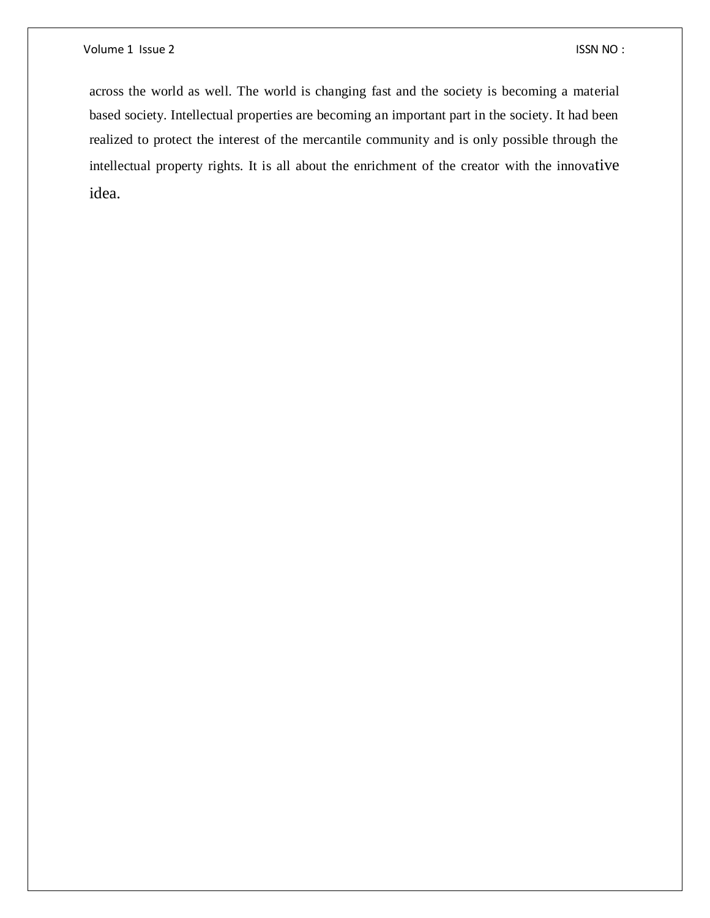across the world as well. The world is changing fast and the society is becoming a material based society. Intellectual properties are becoming an important part in the society. It had been realized to protect the interest of the mercantile community and is only possible through the intellectual property rights. It is all about the enrichment of the creator with the innovative idea.